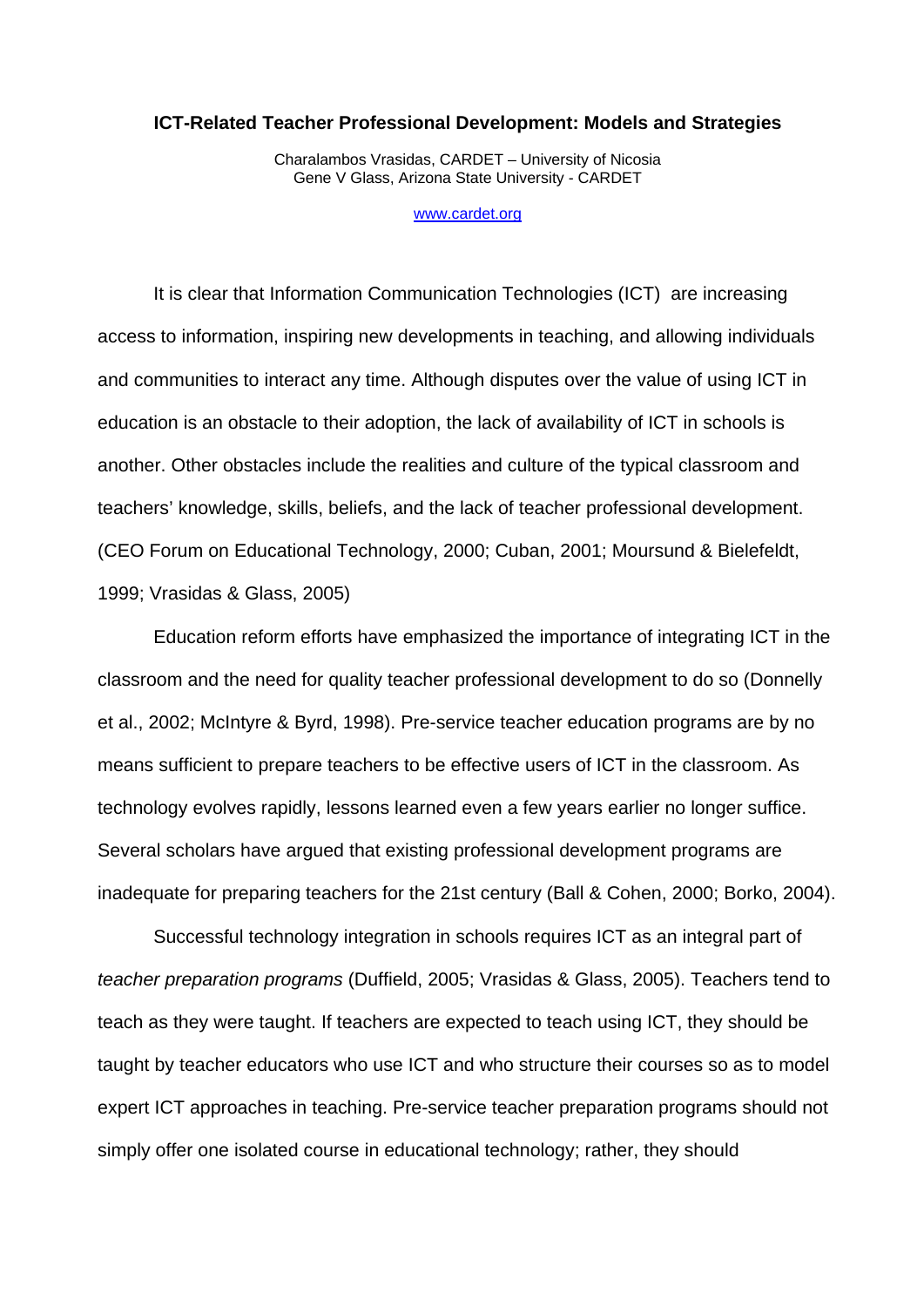# ICT-Related Teacher Professional Development: Models and Strategies

Charalambos Vrasidas, CARDET – University of Nicosia
Gene V Glass, Arizona State University - CARDET

www.cardet.org

It is clear that Information Communication Technologies (ICT) are increasing access to information, inspiring new developments in teaching, and allowing individuals and communities to interact any time. Although disputes over the value of using ICT in education is an obstacle to their adoption, the lack of availability of ICT in schools is another. Other obstacles include the realities and culture of the typical classroom and teachers' knowledge, skills, beliefs, and the lack of teacher professional development. (CEO Forum on Educational Technology, 2000; Cuban, 2001; Moursund & Bielefeldt, 1999; Vrasidas & Glass, 2005)

Education reform efforts have emphasized the importance of integrating ICT in the classroom and the need for quality teacher professional development to do so (Donnelly et al., 2002; McIntyre & Byrd, 1998). Pre-service teacher education programs are by no means sufficient to prepare teachers to be effective users of ICT in the classroom. As technology evolves rapidly, lessons learned even a few years earlier no longer suffice. Several scholars have argued that existing professional development programs are inadequate for preparing teachers for the 21st century (Ball & Cohen, 2000; Borko, 2004).

Successful technology integration in schools requires ICT as an integral part of *teacher preparation programs* (Duffield, 2005; Vrasidas & Glass, 2005). Teachers tend to teach as they were taught. If teachers are expected to teach using ICT, they should be taught by teacher educators who use ICT and who structure their courses so as to model expert ICT approaches in teaching. Pre-service teacher preparation programs should not simply offer one isolated course in educational technology; rather, they should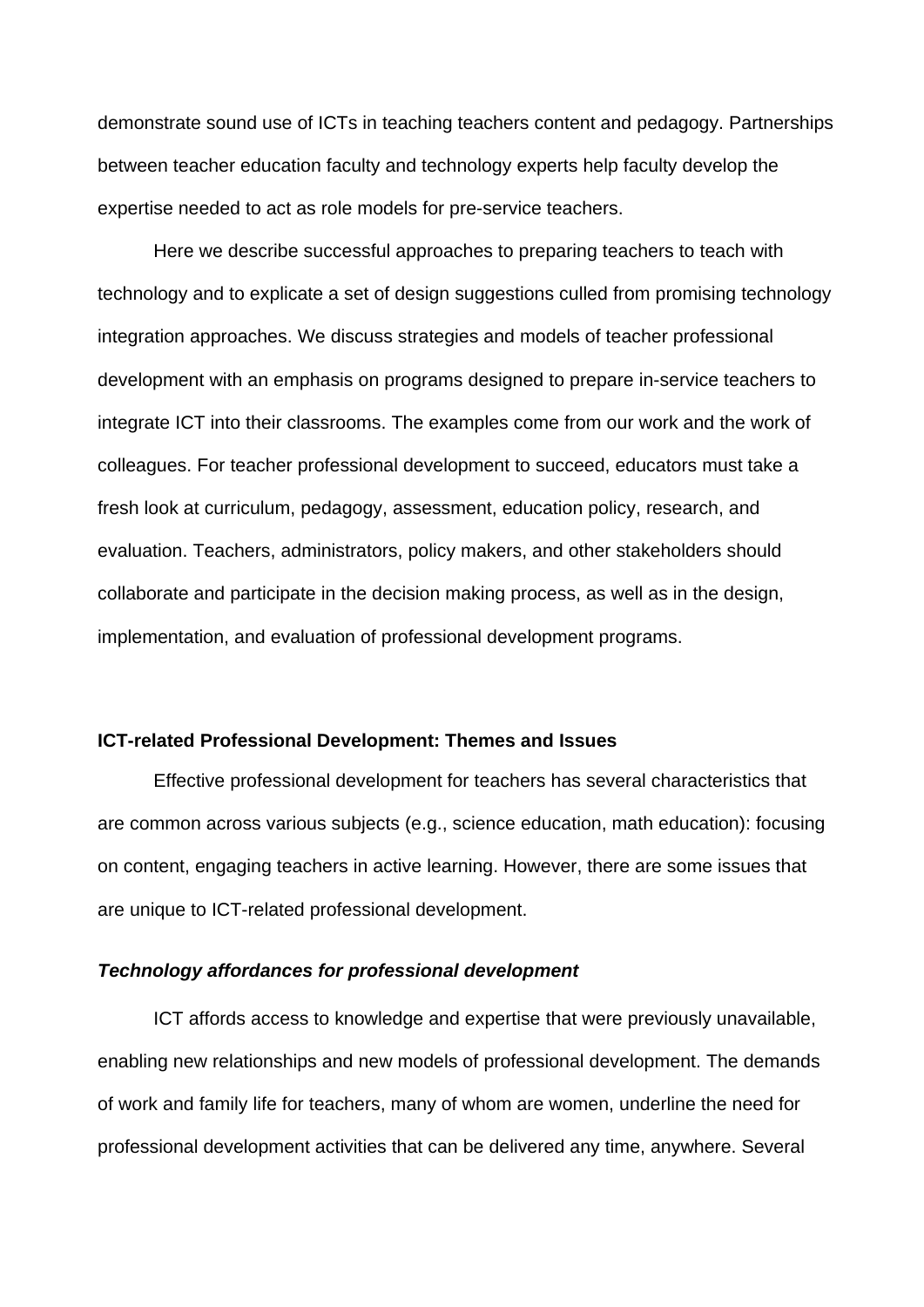demonstrate sound use of ICTs in teaching teachers content and pedagogy. Partnerships between teacher education faculty and technology experts help faculty develop the expertise needed to act as role models for pre-service teachers.

Here we describe successful approaches to preparing teachers to teach with technology and to explicate a set of design suggestions culled from promising technology integration approaches. We discuss strategies and models of teacher professional development with an emphasis on programs designed to prepare in-service teachers to integrate ICT into their classrooms. The examples come from our work and the work of colleagues. For teacher professional development to succeed, educators must take a fresh look at curriculum, pedagogy, assessment, education policy, research, and evaluation. Teachers, administrators, policy makers, and other stakeholders should collaborate and participate in the decision making process, as well as in the design, implementation, and evaluation of professional development programs.

## ICT-related Professional Development: Themes and Issues

Effective professional development for teachers has several characteristics that are common across various subjects (e.g., science education, math education): focusing on content, engaging teachers in active learning. However, there are some issues that are unique to ICT-related professional development.

### *Technology affordances for professional development*

ICT affords access to knowledge and expertise that were previously unavailable, enabling new relationships and new models of professional development. The demands of work and family life for teachers, many of whom are women, underline the need for professional development activities that can be delivered any time, anywhere. Several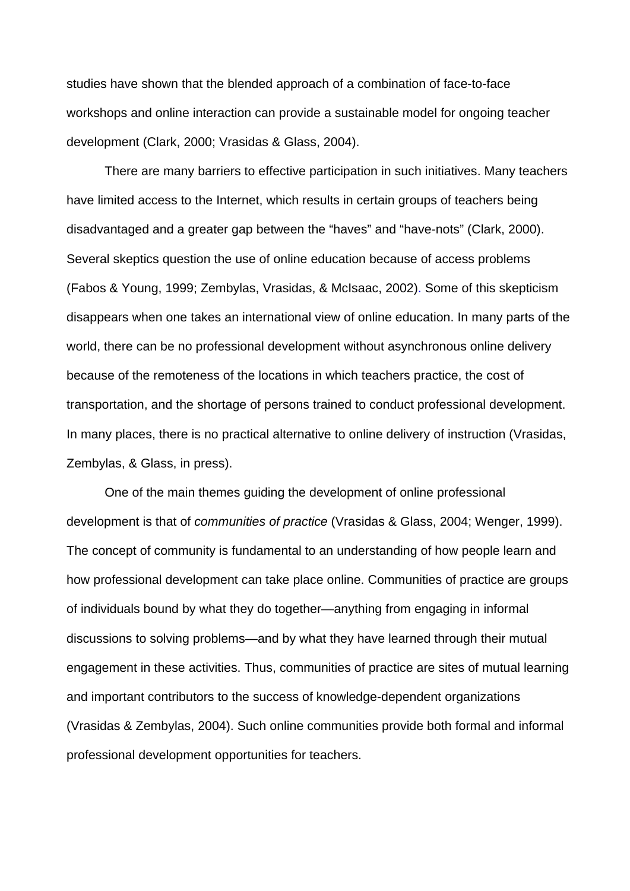studies have shown that the blended approach of a combination of face-to-face workshops and online interaction can provide a sustainable model for ongoing teacher development (Clark, 2000; Vrasidas & Glass, 2004).

There are many barriers to effective participation in such initiatives. Many teachers have limited access to the Internet, which results in certain groups of teachers being disadvantaged and a greater gap between the “haves” and “have-nots” (Clark, 2000). Several skeptics question the use of online education because of access problems (Fabos & Young, 1999; Zembylas, Vrasidas, & McIsaac, 2002). Some of this skepticism disappears when one takes an international view of online education. In many parts of the world, there can be no professional development without asynchronous online delivery because of the remoteness of the locations in which teachers practice, the cost of transportation, and the shortage of persons trained to conduct professional development. In many places, there is no practical alternative to online delivery of instruction (Vrasidas, Zembylas, & Glass, in press).

One of the main themes guiding the development of online professional development is that of *communities of practice* (Vrasidas & Glass, 2004; Wenger, 1999). The concept of community is fundamental to an understanding of how people learn and how professional development can take place online. Communities of practice are groups of individuals bound by what they do together—anything from engaging in informal discussions to solving problems—and by what they have learned through their mutual engagement in these activities. Thus, communities of practice are sites of mutual learning and important contributors to the success of knowledge-dependent organizations (Vrasidas & Zembylas, 2004). Such online communities provide both formal and informal professional development opportunities for teachers.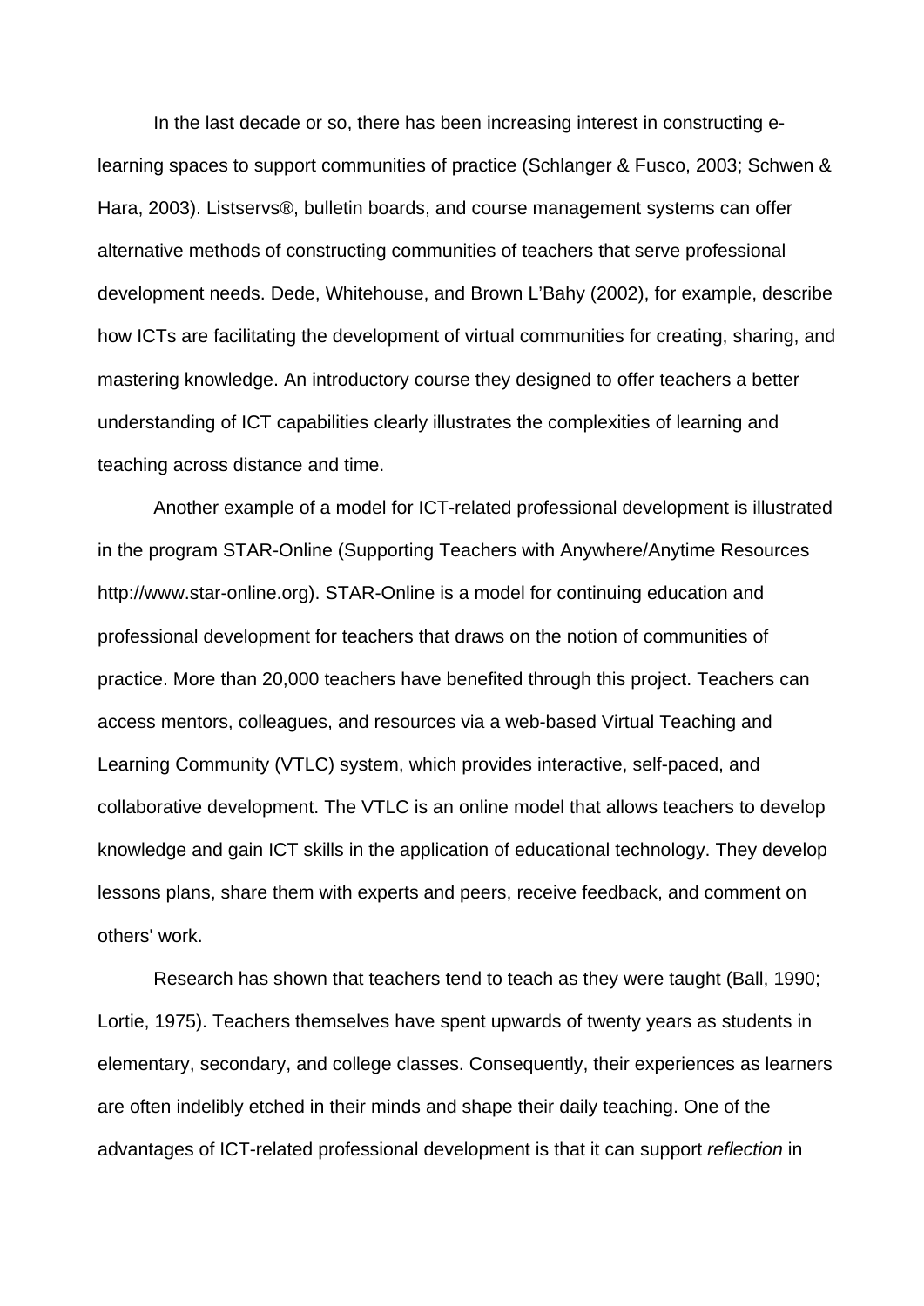In the last decade or so, there has been increasing interest in constructing e-learning spaces to support communities of practice (Schlanger & Fusco, 2003; Schwen & Hara, 2003). Listservs®, bulletin boards, and course management systems can offer alternative methods of constructing communities of teachers that serve professional development needs. Dede, Whitehouse, and Brown L'Bahy (2002), for example, describe how ICTs are facilitating the development of virtual communities for creating, sharing, and mastering knowledge. An introductory course they designed to offer teachers a better understanding of ICT capabilities clearly illustrates the complexities of learning and teaching across distance and time.

Another example of a model for ICT-related professional development is illustrated in the program STAR-Online (Supporting Teachers with Anywhere/Anytime Resources http://www.star-online.org). STAR-Online is a model for continuing education and professional development for teachers that draws on the notion of communities of practice. More than 20,000 teachers have benefited through this project. Teachers can access mentors, colleagues, and resources via a web-based Virtual Teaching and Learning Community (VTLC) system, which provides interactive, self-paced, and collaborative development. The VTLC is an online model that allows teachers to develop knowledge and gain ICT skills in the application of educational technology. They develop lessons plans, share them with experts and peers, receive feedback, and comment on others' work.

Research has shown that teachers tend to teach as they were taught (Ball, 1990; Lortie, 1975). Teachers themselves have spent upwards of twenty years as students in elementary, secondary, and college classes. Consequently, their experiences as learners are often indelibly etched in their minds and shape their daily teaching. One of the advantages of ICT-related professional development is that it can support *reflection* in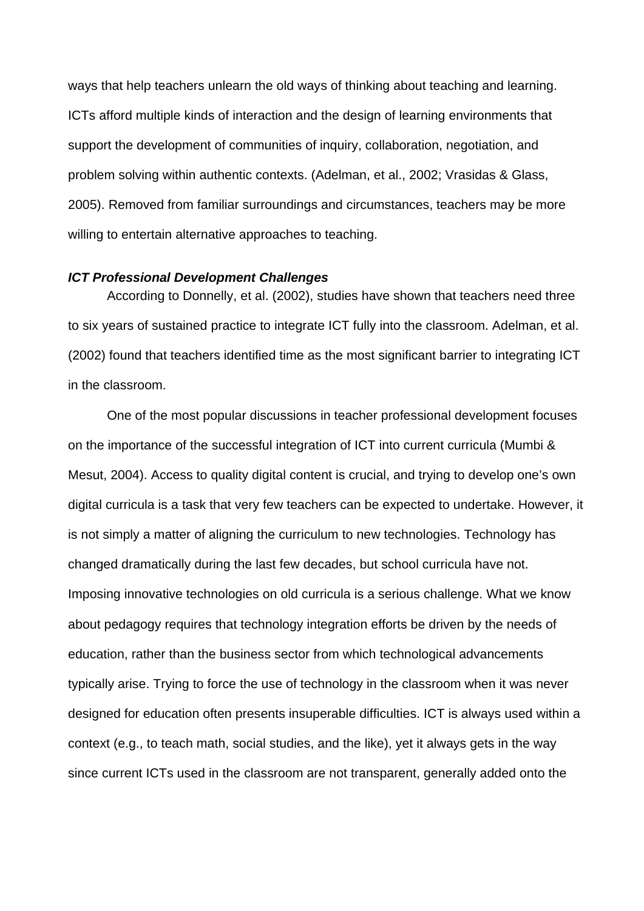ways that help teachers unlearn the old ways of thinking about teaching and learning. ICTs afford multiple kinds of interaction and the design of learning environments that support the development of communities of inquiry, collaboration, negotiation, and problem solving within authentic contexts. (Adelman, et al., 2002; Vrasidas & Glass, 2005). Removed from familiar surroundings and circumstances, teachers may be more willing to entertain alternative approaches to teaching.

### ***ICT Professional Development Challenges***

According to Donnelly, et al. (2002), studies have shown that teachers need three to six years of sustained practice to integrate ICT fully into the classroom. Adelman, et al. (2002) found that teachers identified time as the most significant barrier to integrating ICT in the classroom.

One of the most popular discussions in teacher professional development focuses on the importance of the successful integration of ICT into current curricula (Mumbi & Mesut, 2004). Access to quality digital content is crucial, and trying to develop one's own digital curricula is a task that very few teachers can be expected to undertake. However, it is not simply a matter of aligning the curriculum to new technologies. Technology has changed dramatically during the last few decades, but school curricula have not. Imposing innovative technologies on old curricula is a serious challenge. What we know about pedagogy requires that technology integration efforts be driven by the needs of education, rather than the business sector from which technological advancements typically arise. Trying to force the use of technology in the classroom when it was never designed for education often presents insuperable difficulties. ICT is always used within a context (e.g., to teach math, social studies, and the like), yet it always gets in the way since current ICTs used in the classroom are not transparent, generally added onto the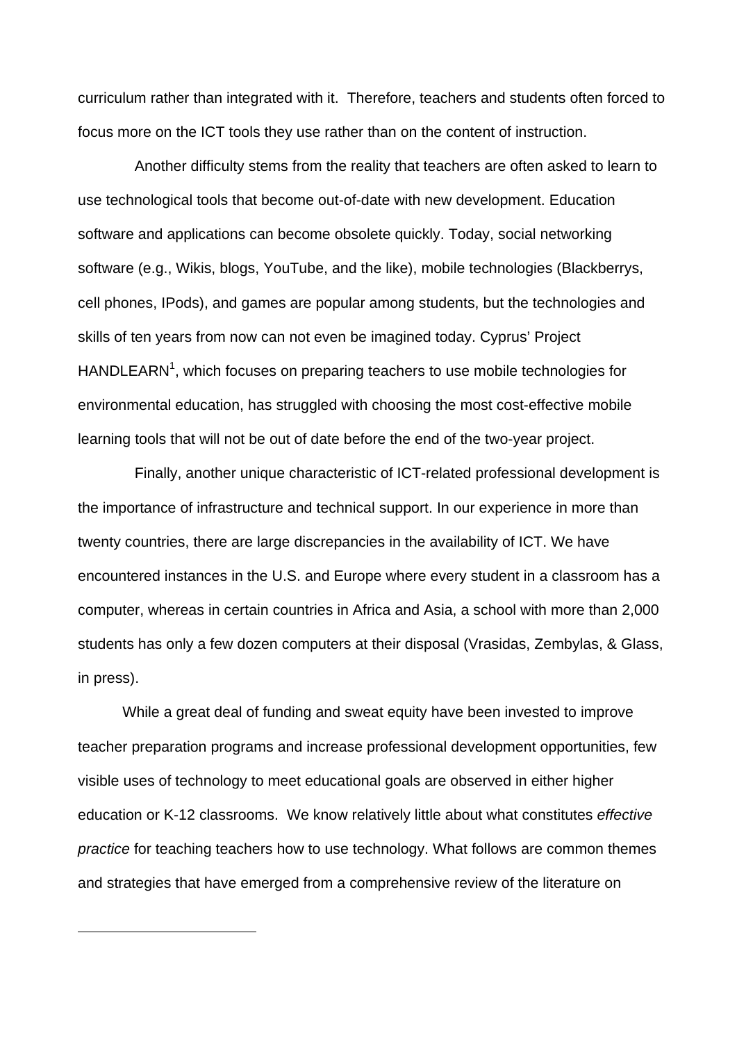curriculum rather than integrated with it. Therefore, teachers and students often forced to focus more on the ICT tools they use rather than on the content of instruction.

Another difficulty stems from the reality that teachers are often asked to learn to use technological tools that become out-of-date with new development. Education software and applications can become obsolete quickly. Today, social networking software (e.g., Wikis, blogs, YouTube, and the like), mobile technologies (Blackberrys, cell phones, IPods), and games are popular among students, but the technologies and skills of ten years from now can not even be imagined today. Cyprus' Project HANDLEARN[1], which focuses on preparing teachers to use mobile technologies for environmental education, has struggled with choosing the most cost-effective mobile learning tools that will not be out of date before the end of the two-year project.

Finally, another unique characteristic of ICT-related professional development is the importance of infrastructure and technical support. In our experience in more than twenty countries, there are large discrepancies in the availability of ICT. We have encountered instances in the U.S. and Europe where every student in a classroom has a computer, whereas in certain countries in Africa and Asia, a school with more than 2,000 students has only a few dozen computers at their disposal (Vrasidas, Zembylas, & Glass, in press).

While a great deal of funding and sweat equity have been invested to improve teacher preparation programs and increase professional development opportunities, few visible uses of technology to meet educational goals are observed in either higher education or K-12 classrooms. We know relatively little about what constitutes *effective practice* for teaching teachers how to use technology. What follows are common themes and strategies that have emerged from a comprehensive review of the literature on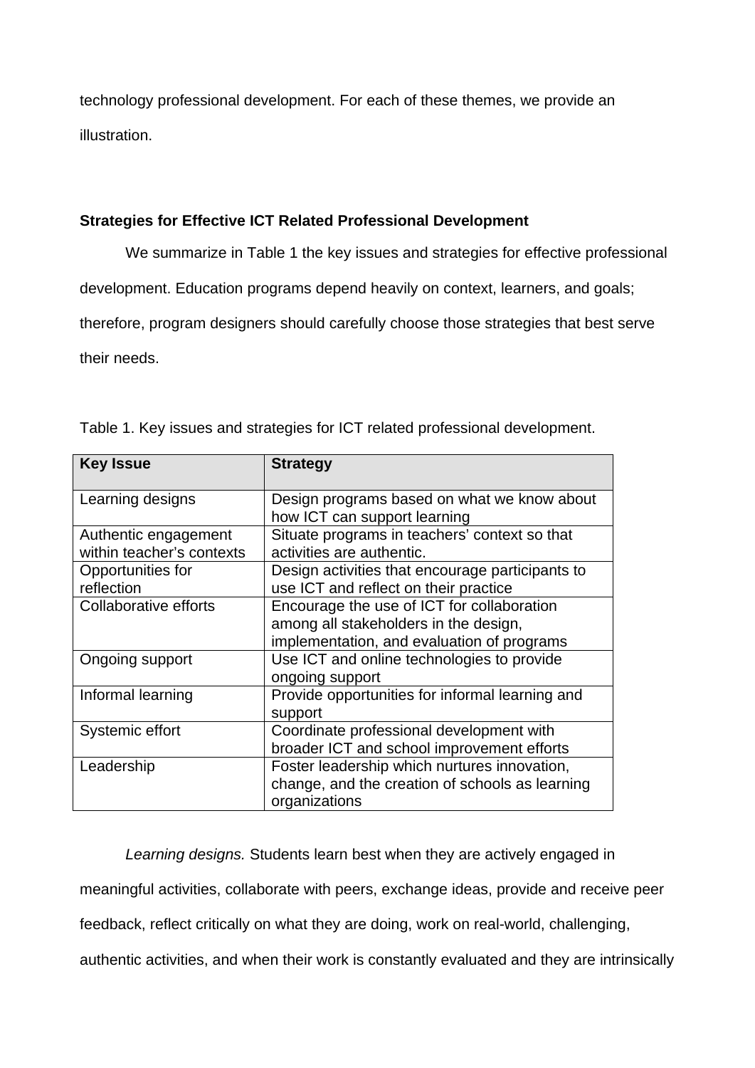technology professional development. For each of these themes, we provide an illustration.

### Strategies for Effective ICT Related Professional Development

We summarize in Table 1 the key issues and strategies for effective professional development. Education programs depend heavily on context, learners, and goals; therefore, program designers should carefully choose those strategies that best serve their needs.

Table 1. Key issues and strategies for ICT related professional development.

| Key Issue | Strategy |
|---|---|
| Learning designs | Design programs based on what we know about how ICT can support learning |
| Authentic engagement within teacher's contexts | Situate programs in teachers' context so that activities are authentic. |
| Opportunities for reflection | Design activities that encourage participants to use ICT and reflect on their practice |
| Collaborative efforts | Encourage the use of ICT for collaboration among all stakeholders in the design, implementation, and evaluation of programs |
| Ongoing support | Use ICT and online technologies to provide ongoing support |
| Informal learning | Provide opportunities for informal learning and support |
| Systemic effort | Coordinate professional development with broader ICT and school improvement efforts |
| Leadership | Foster leadership which nurtures innovation, change, and the creation of schools as learning organizations |

*Learning designs.* Students learn best when they are actively engaged in meaningful activities, collaborate with peers, exchange ideas, provide and receive peer feedback, reflect critically on what they are doing, work on real-world, challenging, authentic activities, and when their work is constantly evaluated and they are intrinsically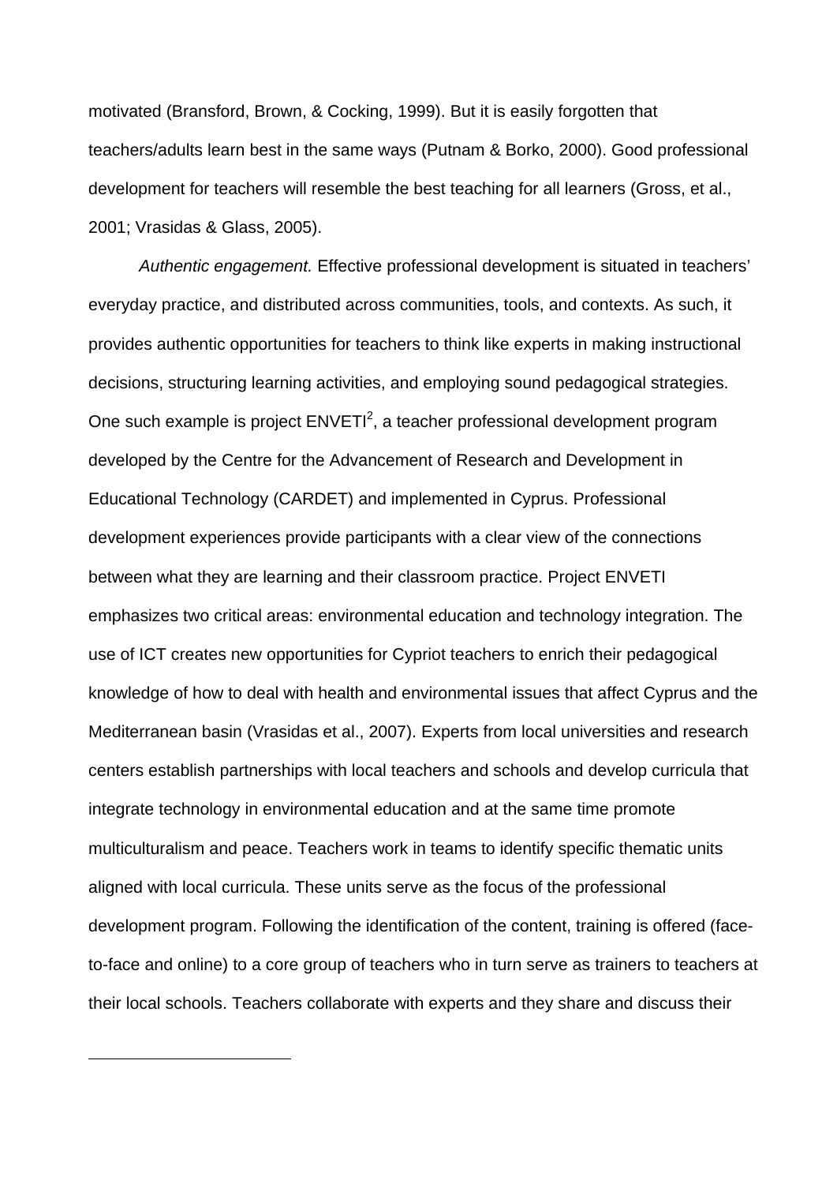motivated (Bransford, Brown, & Cocking, 1999). But it is easily forgotten that teachers/adults learn best in the same ways (Putnam & Borko, 2000). Good professional development for teachers will resemble the best teaching for all learners (Gross, et al., 2001; Vrasidas & Glass, 2005).

*Authentic engagement.* Effective professional development is situated in teachers' everyday practice, and distributed across communities, tools, and contexts. As such, it provides authentic opportunities for teachers to think like experts in making instructional decisions, structuring learning activities, and employing sound pedagogical strategies. One such example is project ENVETI[2], a teacher professional development program developed by the Centre for the Advancement of Research and Development in Educational Technology (CARDET) and implemented in Cyprus. Professional development experiences provide participants with a clear view of the connections between what they are learning and their classroom practice. Project ENVETI emphasizes two critical areas: environmental education and technology integration. The use of ICT creates new opportunities for Cypriot teachers to enrich their pedagogical knowledge of how to deal with health and environmental issues that affect Cyprus and the Mediterranean basin (Vrasidas et al., 2007). Experts from local universities and research centers establish partnerships with local teachers and schools and develop curricula that integrate technology in environmental education and at the same time promote multiculturalism and peace. Teachers work in teams to identify specific thematic units aligned with local curricula. These units serve as the focus of the professional development program. Following the identification of the content, training is offered (face-to-face and online) to a core group of teachers who in turn serve as trainers to teachers at their local schools. Teachers collaborate with experts and they share and discuss their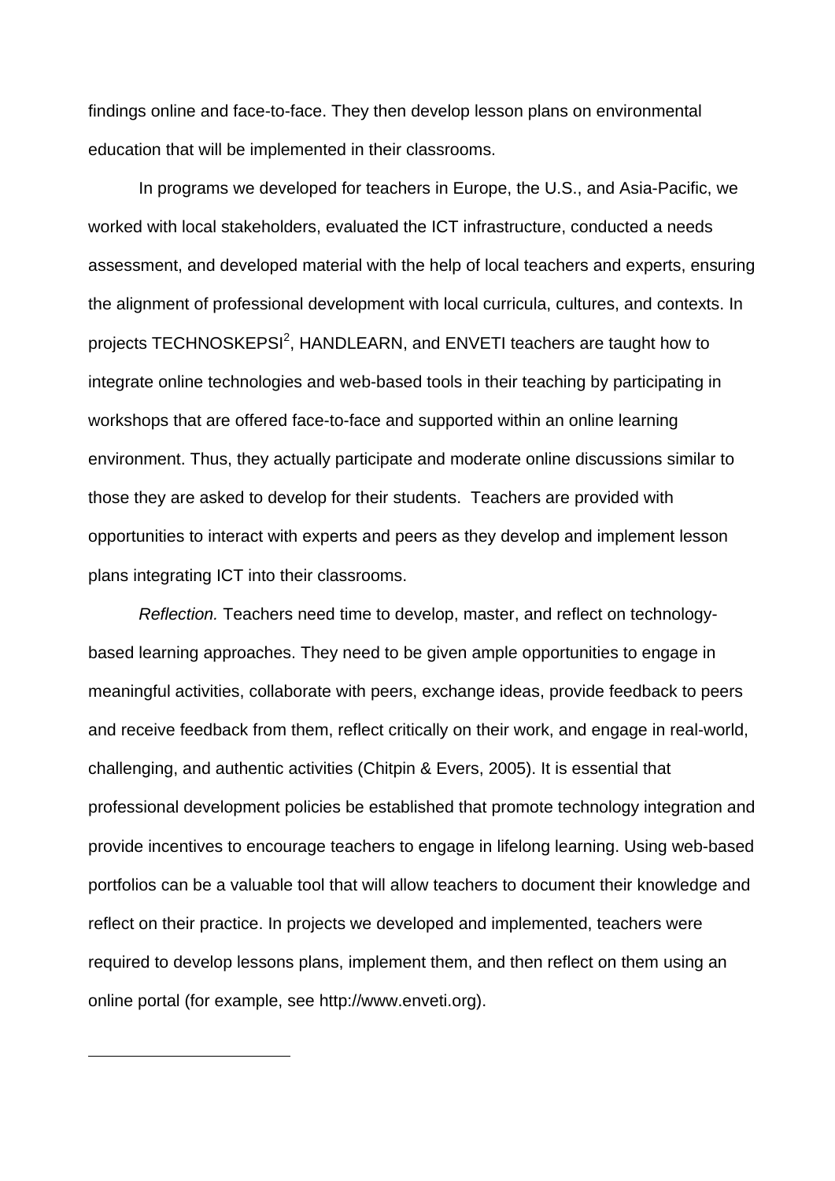findings online and face-to-face. They then develop lesson plans on environmental education that will be implemented in their classrooms.

In programs we developed for teachers in Europe, the U.S., and Asia-Pacific, we worked with local stakeholders, evaluated the ICT infrastructure, conducted a needs assessment, and developed material with the help of local teachers and experts, ensuring the alignment of professional development with local curricula, cultures, and contexts. In projects TECHNOSKEPSI[2], HANDLEARN, and ENVETI teachers are taught how to integrate online technologies and web-based tools in their teaching by participating in workshops that are offered face-to-face and supported within an online learning environment. Thus, they actually participate and moderate online discussions similar to those they are asked to develop for their students. Teachers are provided with opportunities to interact with experts and peers as they develop and implement lesson plans integrating ICT into their classrooms.

*Reflection.* Teachers need time to develop, master, and reflect on technology-based learning approaches. They need to be given ample opportunities to engage in meaningful activities, collaborate with peers, exchange ideas, provide feedback to peers and receive feedback from them, reflect critically on their work, and engage in real-world, challenging, and authentic activities (Chitpin & Evers, 2005). It is essential that professional development policies be established that promote technology integration and provide incentives to encourage teachers to engage in lifelong learning. Using web-based portfolios can be a valuable tool that will allow teachers to document their knowledge and reflect on their practice. In projects we developed and implemented, teachers were required to develop lessons plans, implement them, and then reflect on them using an online portal (for example, see http://www.enveti.org).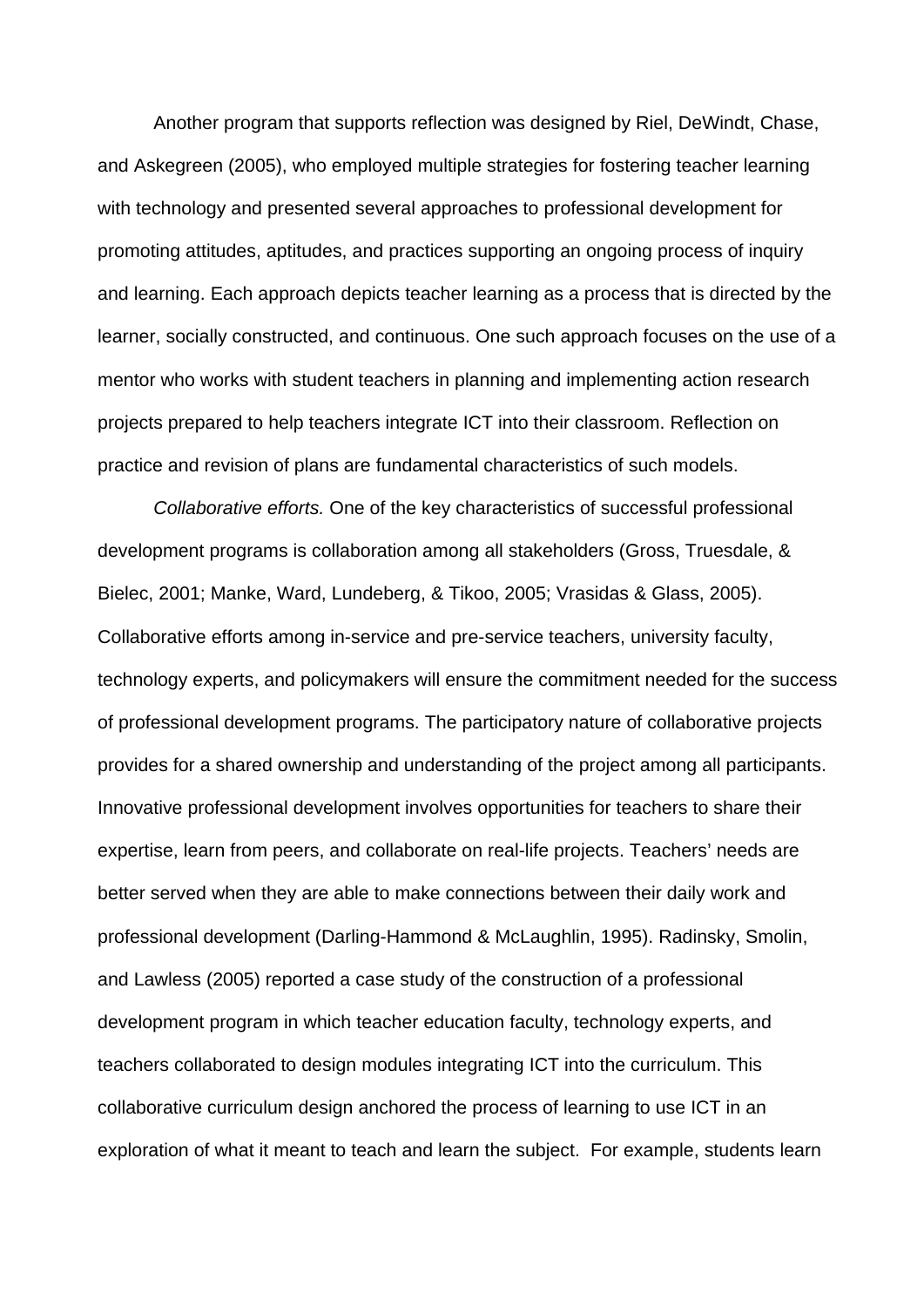Another program that supports reflection was designed by Riel, DeWindt, Chase, and Askegreen (2005), who employed multiple strategies for fostering teacher learning with technology and presented several approaches to professional development for promoting attitudes, aptitudes, and practices supporting an ongoing process of inquiry and learning. Each approach depicts teacher learning as a process that is directed by the learner, socially constructed, and continuous. One such approach focuses on the use of a mentor who works with student teachers in planning and implementing action research projects prepared to help teachers integrate ICT into their classroom. Reflection on practice and revision of plans are fundamental characteristics of such models.

*Collaborative efforts.* One of the key characteristics of successful professional development programs is collaboration among all stakeholders (Gross, Truesdale, & Bielec, 2001; Manke, Ward, Lundeberg, & Tikoo, 2005; Vrasidas & Glass, 2005). Collaborative efforts among in-service and pre-service teachers, university faculty, technology experts, and policymakers will ensure the commitment needed for the success of professional development programs. The participatory nature of collaborative projects provides for a shared ownership and understanding of the project among all participants. Innovative professional development involves opportunities for teachers to share their expertise, learn from peers, and collaborate on real-life projects. Teachers' needs are better served when they are able to make connections between their daily work and professional development (Darling-Hammond & McLaughlin, 1995). Radinsky, Smolin, and Lawless (2005) reported a case study of the construction of a professional development program in which teacher education faculty, technology experts, and teachers collaborated to design modules integrating ICT into the curriculum. This collaborative curriculum design anchored the process of learning to use ICT in an exploration of what it meant to teach and learn the subject. For example, students learn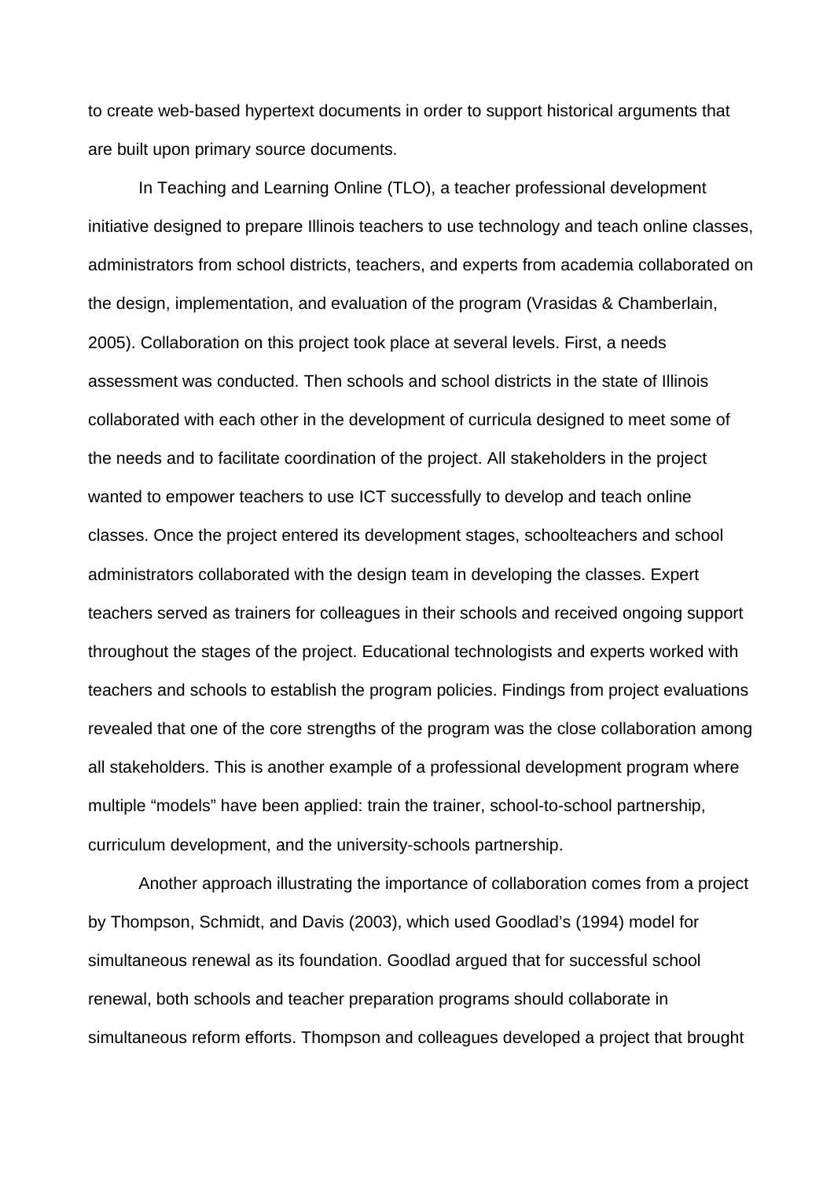to create web-based hypertext documents in order to support historical arguments that are built upon primary source documents.

In Teaching and Learning Online (TLO), a teacher professional development initiative designed to prepare Illinois teachers to use technology and teach online classes, administrators from school districts, teachers, and experts from academia collaborated on the design, implementation, and evaluation of the program (Vrasidas & Chamberlain, 2005). Collaboration on this project took place at several levels. First, a needs assessment was conducted. Then schools and school districts in the state of Illinois collaborated with each other in the development of curricula designed to meet some of the needs and to facilitate coordination of the project. All stakeholders in the project wanted to empower teachers to use ICT successfully to develop and teach online classes. Once the project entered its development stages, schoolteachers and school administrators collaborated with the design team in developing the classes. Expert teachers served as trainers for colleagues in their schools and received ongoing support throughout the stages of the project. Educational technologists and experts worked with teachers and schools to establish the program policies. Findings from project evaluations revealed that one of the core strengths of the program was the close collaboration among all stakeholders. This is another example of a professional development program where multiple "models" have been applied: train the trainer, school-to-school partnership, curriculum development, and the university-schools partnership.

Another approach illustrating the importance of collaboration comes from a project by Thompson, Schmidt, and Davis (2003), which used Goodlad's (1994) model for simultaneous renewal as its foundation. Goodlad argued that for successful school renewal, both schools and teacher preparation programs should collaborate in simultaneous reform efforts. Thompson and colleagues developed a project that brought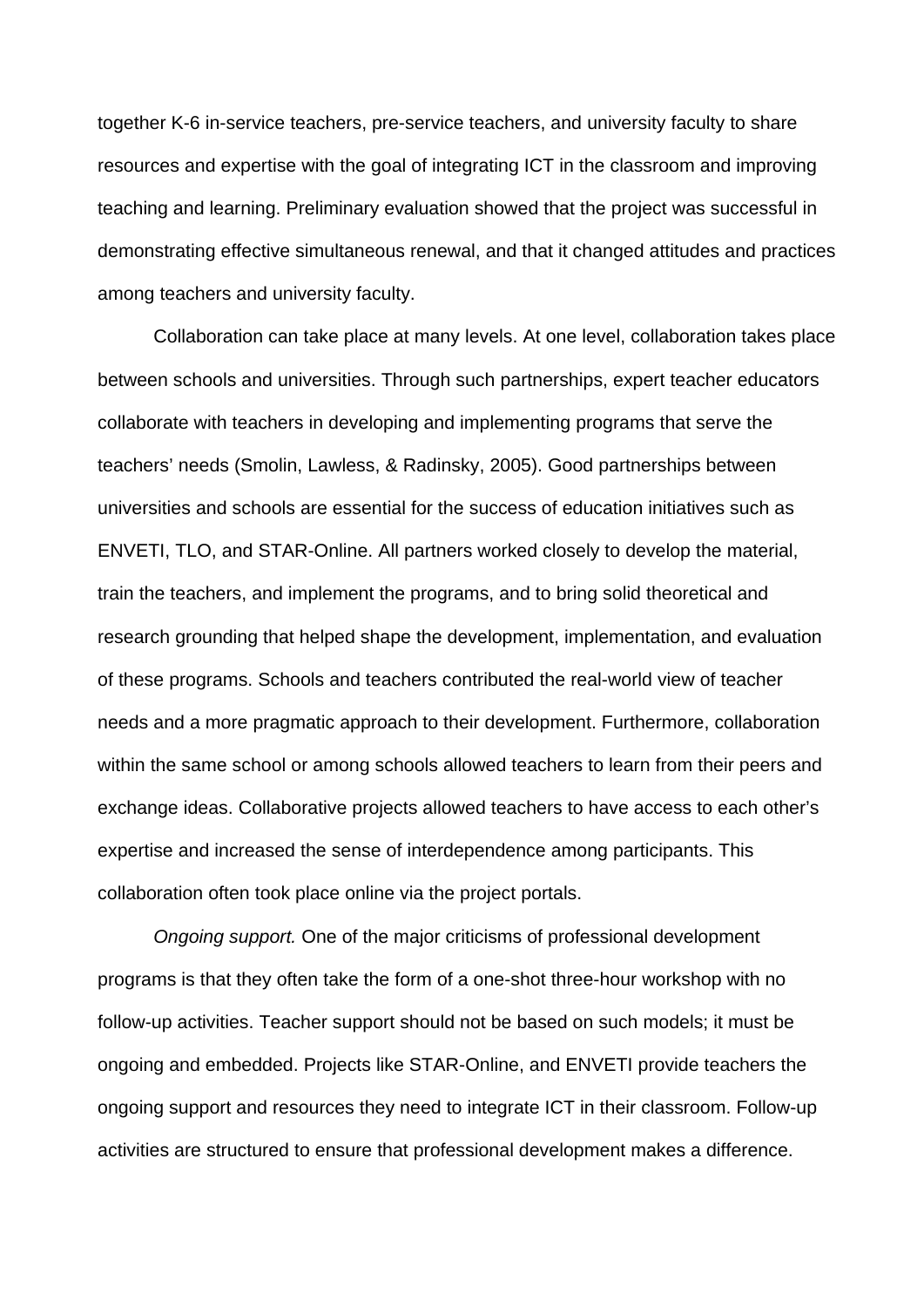together K-6 in-service teachers, pre-service teachers, and university faculty to share resources and expertise with the goal of integrating ICT in the classroom and improving teaching and learning. Preliminary evaluation showed that the project was successful in demonstrating effective simultaneous renewal, and that it changed attitudes and practices among teachers and university faculty.

Collaboration can take place at many levels. At one level, collaboration takes place between schools and universities. Through such partnerships, expert teacher educators collaborate with teachers in developing and implementing programs that serve the teachers' needs (Smolin, Lawless, & Radinsky, 2005). Good partnerships between universities and schools are essential for the success of education initiatives such as ENVETI, TLO, and STAR-Online. All partners worked closely to develop the material, train the teachers, and implement the programs, and to bring solid theoretical and research grounding that helped shape the development, implementation, and evaluation of these programs. Schools and teachers contributed the real-world view of teacher needs and a more pragmatic approach to their development. Furthermore, collaboration within the same school or among schools allowed teachers to learn from their peers and exchange ideas. Collaborative projects allowed teachers to have access to each other's expertise and increased the sense of interdependence among participants. This collaboration often took place online via the project portals.

*Ongoing support.* One of the major criticisms of professional development programs is that they often take the form of a one-shot three-hour workshop with no follow-up activities. Teacher support should not be based on such models; it must be ongoing and embedded. Projects like STAR-Online, and ENVETI provide teachers the ongoing support and resources they need to integrate ICT in their classroom. Follow-up activities are structured to ensure that professional development makes a difference.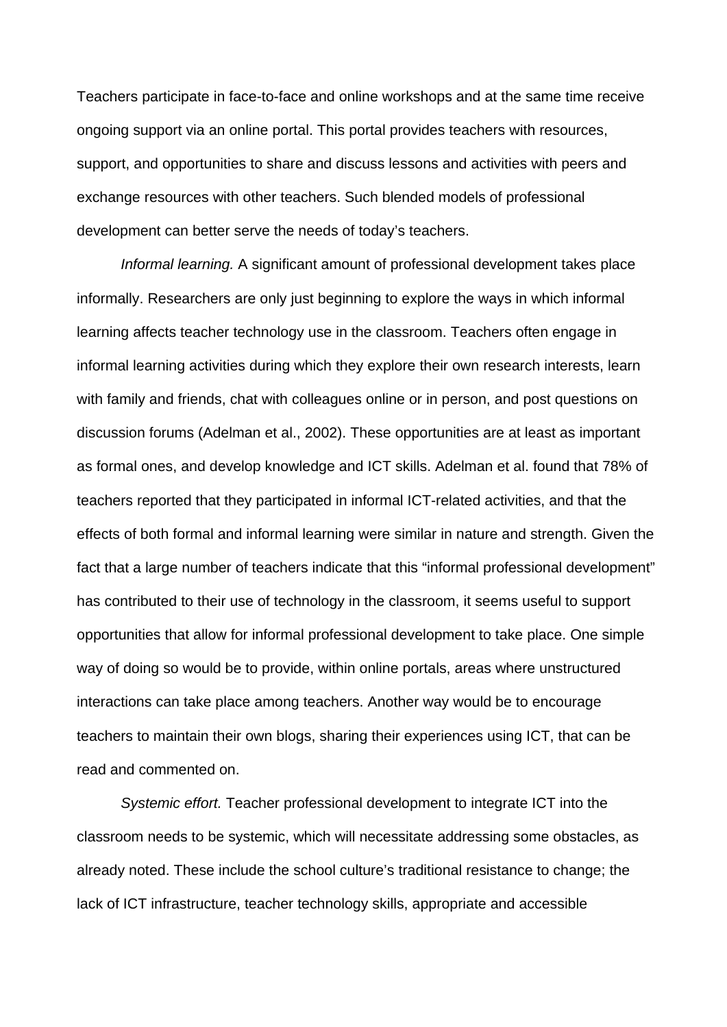Teachers participate in face-to-face and online workshops and at the same time receive ongoing support via an online portal. This portal provides teachers with resources, support, and opportunities to share and discuss lessons and activities with peers and exchange resources with other teachers. Such blended models of professional development can better serve the needs of today's teachers.

*Informal learning.* A significant amount of professional development takes place informally. Researchers are only just beginning to explore the ways in which informal learning affects teacher technology use in the classroom. Teachers often engage in informal learning activities during which they explore their own research interests, learn with family and friends, chat with colleagues online or in person, and post questions on discussion forums (Adelman et al., 2002). These opportunities are at least as important as formal ones, and develop knowledge and ICT skills. Adelman et al. found that 78% of teachers reported that they participated in informal ICT-related activities, and that the effects of both formal and informal learning were similar in nature and strength. Given the fact that a large number of teachers indicate that this "informal professional development" has contributed to their use of technology in the classroom, it seems useful to support opportunities that allow for informal professional development to take place. One simple way of doing so would be to provide, within online portals, areas where unstructured interactions can take place among teachers. Another way would be to encourage teachers to maintain their own blogs, sharing their experiences using ICT, that can be read and commented on.

*Systemic effort.* Teacher professional development to integrate ICT into the classroom needs to be systemic, which will necessitate addressing some obstacles, as already noted. These include the school culture's traditional resistance to change; the lack of ICT infrastructure, teacher technology skills, appropriate and accessible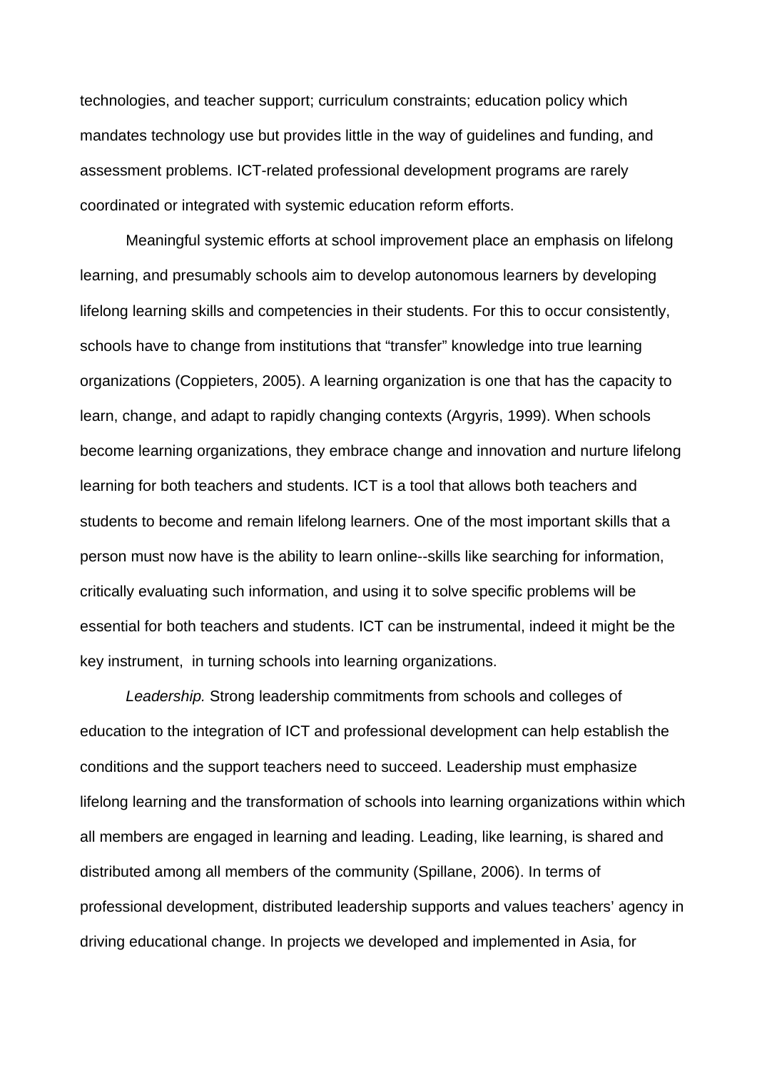technologies, and teacher support; curriculum constraints; education policy which mandates technology use but provides little in the way of guidelines and funding, and assessment problems. ICT-related professional development programs are rarely coordinated or integrated with systemic education reform efforts.

Meaningful systemic efforts at school improvement place an emphasis on lifelong learning, and presumably schools aim to develop autonomous learners by developing lifelong learning skills and competencies in their students. For this to occur consistently, schools have to change from institutions that "transfer" knowledge into true learning organizations (Coppieters, 2005). A learning organization is one that has the capacity to learn, change, and adapt to rapidly changing contexts (Argyris, 1999). When schools become learning organizations, they embrace change and innovation and nurture lifelong learning for both teachers and students. ICT is a tool that allows both teachers and students to become and remain lifelong learners. One of the most important skills that a person must now have is the ability to learn online--skills like searching for information, critically evaluating such information, and using it to solve specific problems will be essential for both teachers and students. ICT can be instrumental, indeed it might be the key instrument, in turning schools into learning organizations.

*Leadership.* Strong leadership commitments from schools and colleges of education to the integration of ICT and professional development can help establish the conditions and the support teachers need to succeed. Leadership must emphasize lifelong learning and the transformation of schools into learning organizations within which all members are engaged in learning and leading. Leading, like learning, is shared and distributed among all members of the community (Spillane, 2006). In terms of professional development, distributed leadership supports and values teachers' agency in driving educational change. In projects we developed and implemented in Asia, for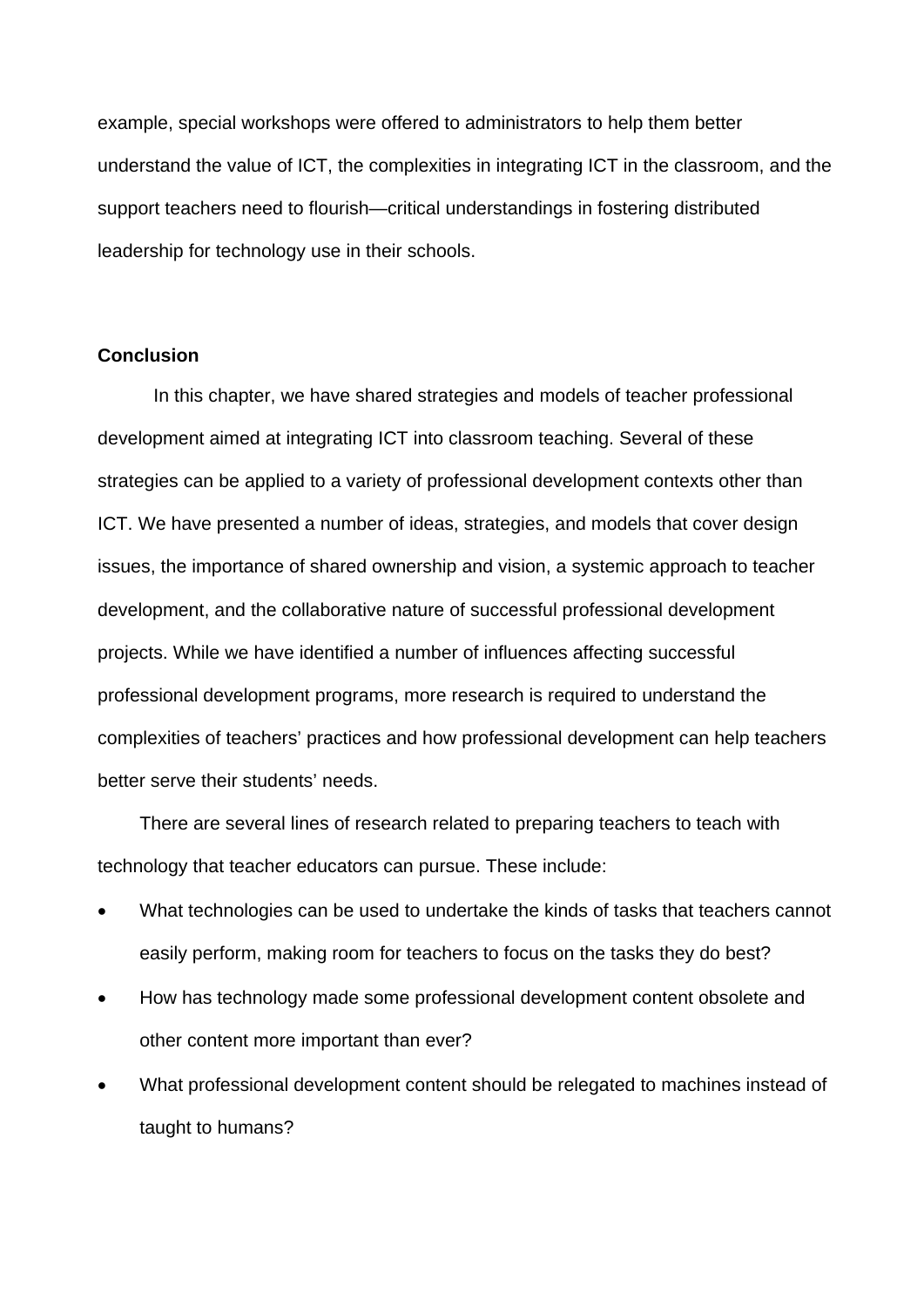example, special workshops were offered to administrators to help them better understand the value of ICT, the complexities in integrating ICT in the classroom, and the support teachers need to flourish—critical understandings in fostering distributed leadership for technology use in their schools.

**Conclusion**

In this chapter, we have shared strategies and models of teacher professional development aimed at integrating ICT into classroom teaching. Several of these strategies can be applied to a variety of professional development contexts other than ICT. We have presented a number of ideas, strategies, and models that cover design issues, the importance of shared ownership and vision, a systemic approach to teacher development, and the collaborative nature of successful professional development projects. While we have identified a number of influences affecting successful professional development programs, more research is required to understand the complexities of teachers' practices and how professional development can help teachers better serve their students' needs.

There are several lines of research related to preparing teachers to teach with technology that teacher educators can pursue. These include:

- What technologies can be used to undertake the kinds of tasks that teachers cannot easily perform, making room for teachers to focus on the tasks they do best?
- How has technology made some professional development content obsolete and other content more important than ever?
- What professional development content should be relegated to machines instead of taught to humans?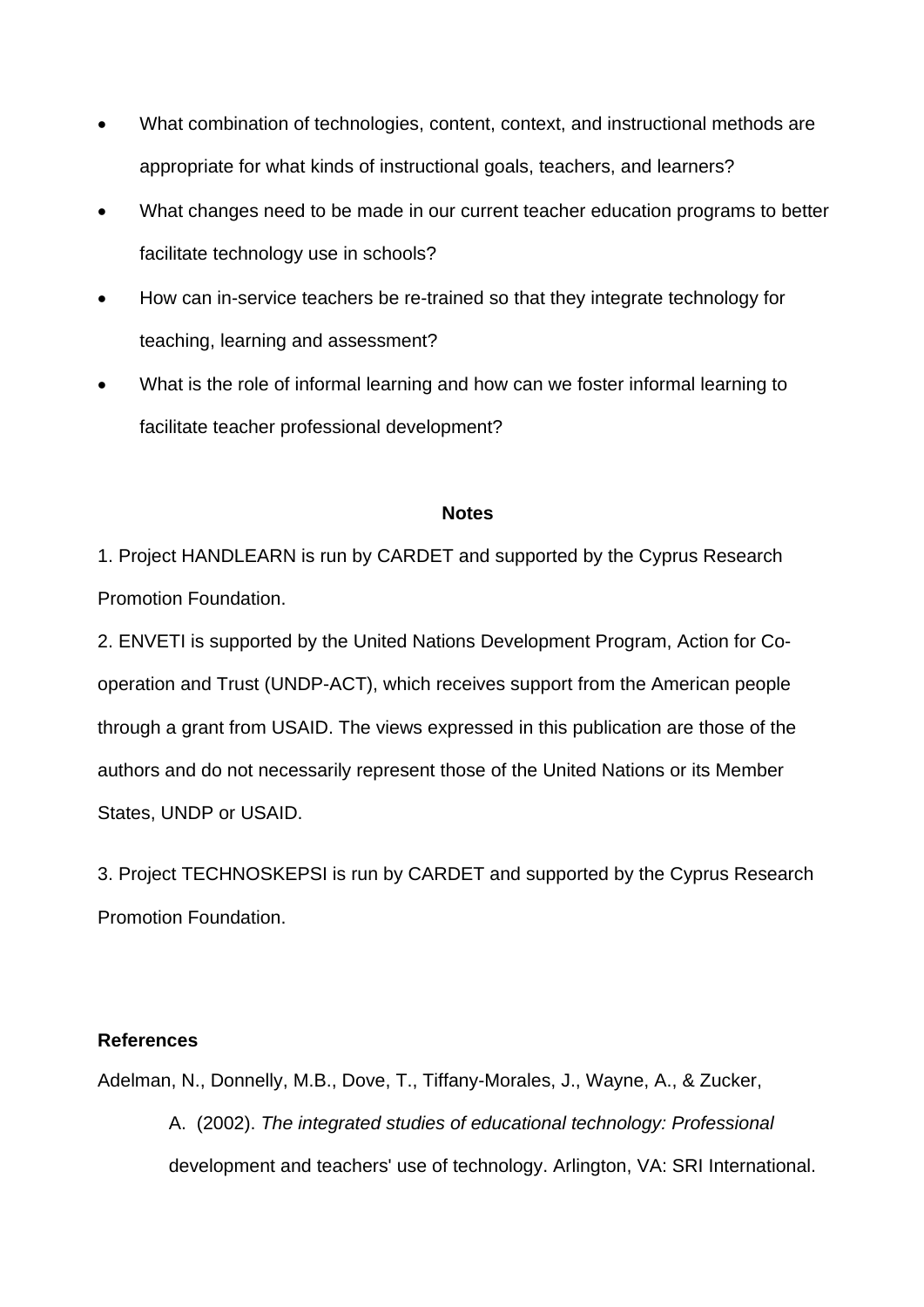- What combination of technologies, content, context, and instructional methods are appropriate for what kinds of instructional goals, teachers, and learners?
- What changes need to be made in our current teacher education programs to better facilitate technology use in schools?
- How can in-service teachers be re-trained so that they integrate technology for teaching, learning and assessment?
- What is the role of informal learning and how can we foster informal learning to facilitate teacher professional development?

## Notes

1. Project HANDLEARN is run by CARDET and supported by the Cyprus Research Promotion Foundation.

2. ENVETI is supported by the United Nations Development Program, Action for Co-operation and Trust (UNDP-ACT), which receives support from the American people through a grant from USAID. The views expressed in this publication are those of the authors and do not necessarily represent those of the United Nations or its Member States, UNDP or USAID.

3. Project TECHNOSKEPSI is run by CARDET and supported by the Cyprus Research Promotion Foundation.

**References**

Adelman, N., Donnelly, M.B., Dove, T., Tiffany-Morales, J., Wayne, A., & Zucker, A. (2002). *The integrated studies of educational technology: Professional* development and teachers' use of technology. Arlington, VA: SRI International.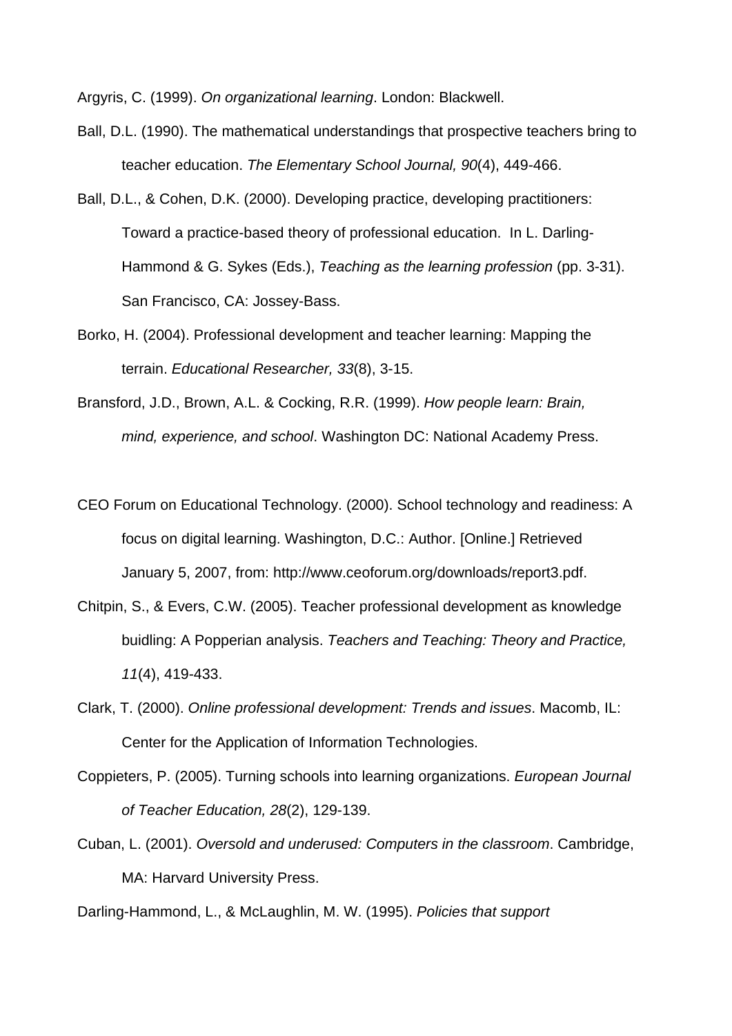Argyris, C. (1999). *On organizational learning*. London: Blackwell.

Ball, D.L. (1990). The mathematical understandings that prospective teachers bring to teacher education. *The Elementary School Journal, 90*(4), 449-466.

Ball, D.L., & Cohen, D.K. (2000). Developing practice, developing practitioners: Toward a practice-based theory of professional education. In L. Darling-Hammond & G. Sykes (Eds.), *Teaching as the learning profession* (pp. 3-31). San Francisco, CA: Jossey-Bass.

Borko, H. (2004). Professional development and teacher learning: Mapping the terrain. *Educational Researcher, 33*(8), 3-15.

Bransford, J.D., Brown, A.L. & Cocking, R.R. (1999). *How people learn: Brain, mind, experience, and school*. Washington DC: National Academy Press.

CEO Forum on Educational Technology. (2000). School technology and readiness: A focus on digital learning. Washington, D.C.: Author. [Online.] Retrieved January 5, 2007, from: http://www.ceoforum.org/downloads/report3.pdf.

Chitpin, S., & Evers, C.W. (2005). Teacher professional development as knowledge buidling: A Popperian analysis. *Teachers and Teaching: Theory and Practice, 11*(4), 419-433.

Clark, T. (2000). *Online professional development: Trends and issues*. Macomb, IL: Center for the Application of Information Technologies.

Coppieters, P. (2005). Turning schools into learning organizations. *European Journal of Teacher Education, 28*(2), 129-139.

Cuban, L. (2001). *Oversold and underused: Computers in the classroom*. Cambridge, MA: Harvard University Press.

Darling-Hammond, L., & McLaughlin, M. W. (1995). *Policies that support*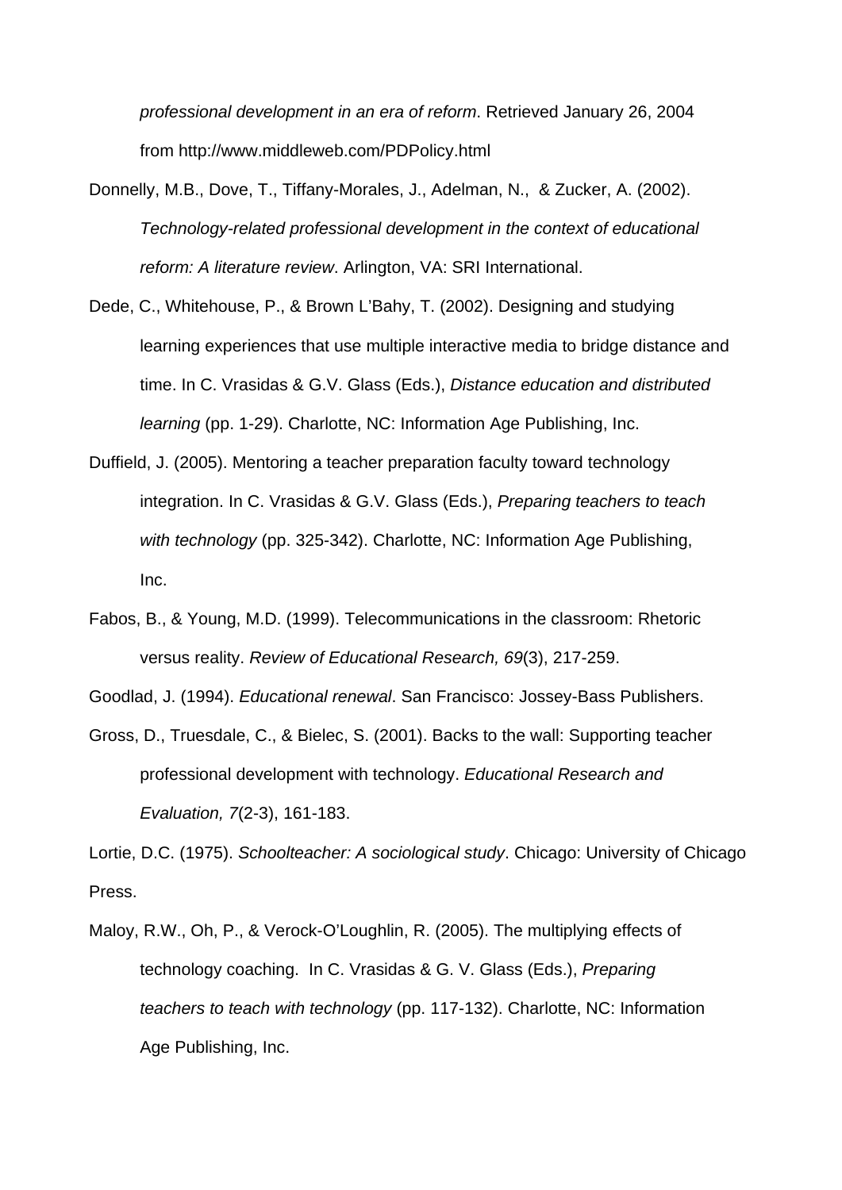*professional development in an era of reform*. Retrieved January 26, 2004 from http://www.middleweb.com/PDPolicy.html

Donnelly, M.B., Dove, T., Tiffany-Morales, J., Adelman, N., & Zucker, A. (2002). *Technology-related professional development in the context of educational reform: A literature review*. Arlington, VA: SRI International.

Dede, C., Whitehouse, P., & Brown L'Bahy, T. (2002). Designing and studying learning experiences that use multiple interactive media to bridge distance and time. In C. Vrasidas & G.V. Glass (Eds.), *Distance education and distributed learning* (pp. 1-29). Charlotte, NC: Information Age Publishing, Inc.

Duffield, J. (2005). Mentoring a teacher preparation faculty toward technology integration. In C. Vrasidas & G.V. Glass (Eds.), *Preparing teachers to teach with technology* (pp. 325-342). Charlotte, NC: Information Age Publishing, Inc.

Fabos, B., & Young, M.D. (1999). Telecommunications in the classroom: Rhetoric versus reality. *Review of Educational Research, 69*(3), 217-259.

Goodlad, J. (1994). *Educational renewal*. San Francisco: Jossey-Bass Publishers.

Gross, D., Truesdale, C., & Bielec, S. (2001). Backs to the wall: Supporting teacher professional development with technology. *Educational Research and Evaluation, 7*(2-3), 161-183.

Lortie, D.C. (1975). *Schoolteacher: A sociological study*. Chicago: University of Chicago Press.

Maloy, R.W., Oh, P., & Verock-O'Loughlin, R. (2005). The multiplying effects of technology coaching. In C. Vrasidas & G. V. Glass (Eds.), *Preparing teachers to teach with technology* (pp. 117-132). Charlotte, NC: Information Age Publishing, Inc.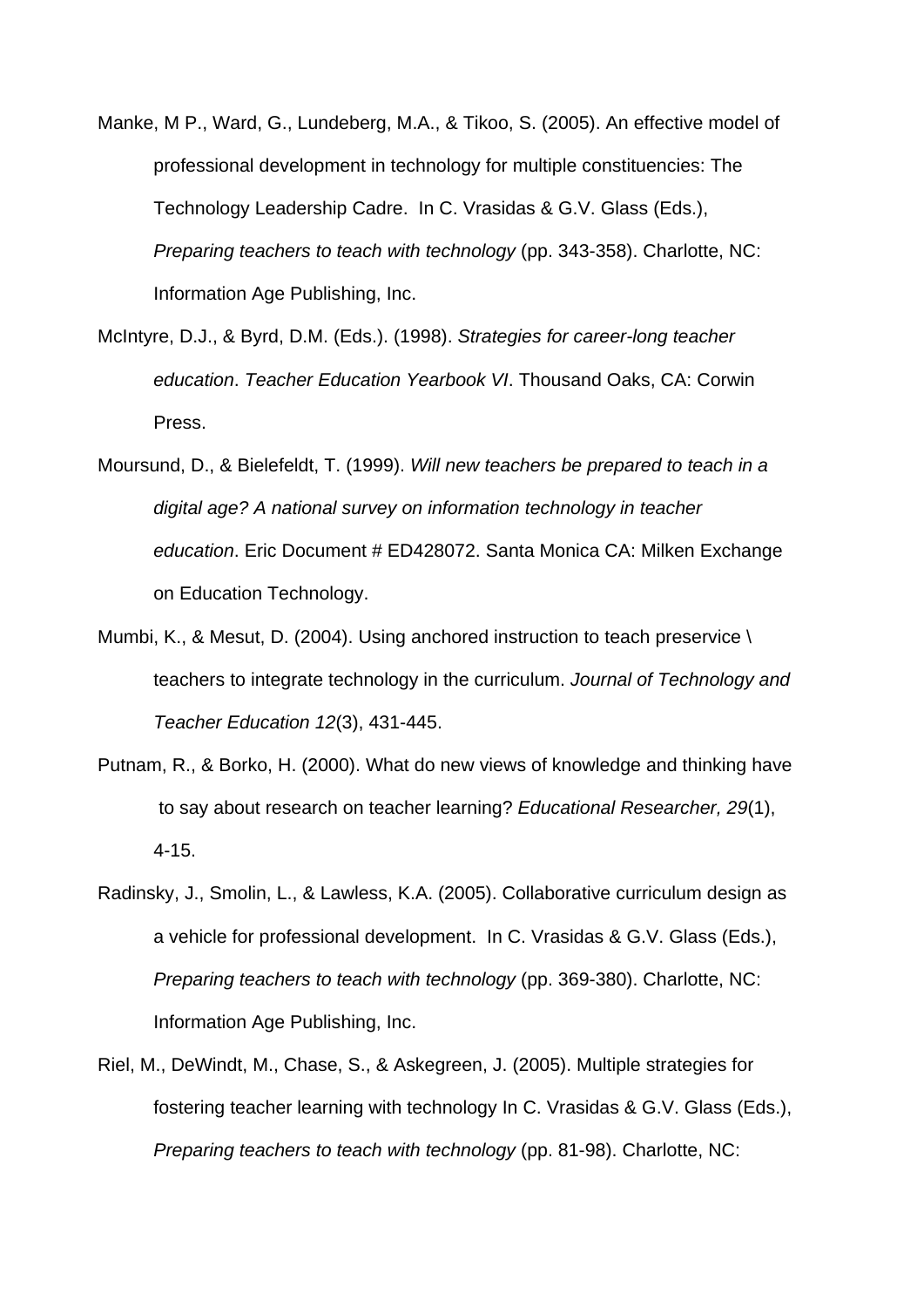Manke, M P., Ward, G., Lundeberg, M.A., & Tikoo, S. (2005). An effective model of professional development in technology for multiple constituencies: The Technology Leadership Cadre. In C. Vrasidas & G.V. Glass (Eds.), *Preparing teachers to teach with technology* (pp. 343-358). Charlotte, NC: Information Age Publishing, Inc.

McIntyre, D.J., & Byrd, D.M. (Eds.). (1998). *Strategies for career-long teacher education*. *Teacher Education Yearbook VI*. Thousand Oaks, CA: Corwin Press.

Moursund, D., & Bielefeldt, T. (1999). *Will new teachers be prepared to teach in a digital age? A national survey on information technology in teacher education*. Eric Document # ED428072. Santa Monica CA: Milken Exchange on Education Technology.

Mumbi, K., & Mesut, D. (2004). Using anchored instruction to teach preservice \ teachers to integrate technology in the curriculum. *Journal of Technology and Teacher Education 12*(3), 431-445.

Putnam, R., & Borko, H. (2000). What do new views of knowledge and thinking have to say about research on teacher learning? *Educational Researcher, 29*(1), 4-15.

Radinsky, J., Smolin, L., & Lawless, K.A. (2005). Collaborative curriculum design as a vehicle for professional development. In C. Vrasidas & G.V. Glass (Eds.), *Preparing teachers to teach with technology* (pp. 369-380). Charlotte, NC: Information Age Publishing, Inc.

Riel, M., DeWindt, M., Chase, S., & Askegreen, J. (2005). Multiple strategies for fostering teacher learning with technology In C. Vrasidas & G.V. Glass (Eds.), *Preparing teachers to teach with technology* (pp. 81-98). Charlotte, NC: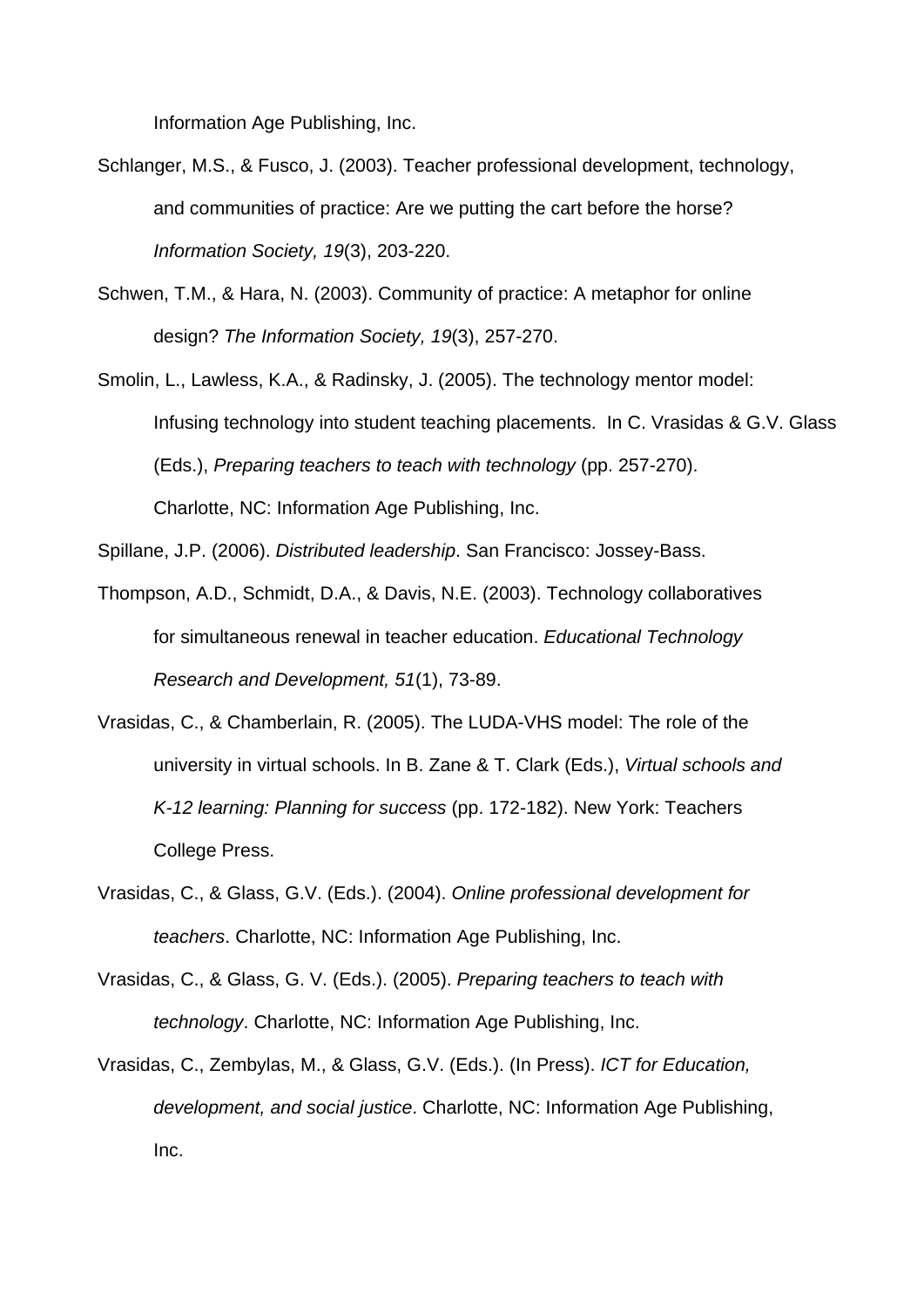Information Age Publishing, Inc.

Schlanger, M.S., & Fusco, J. (2003). Teacher professional development, technology, and communities of practice: Are we putting the cart before the horse? *Information Society, 19*(3), 203-220.

Schwen, T.M., & Hara, N. (2003). Community of practice: A metaphor for online design? *The Information Society, 19*(3), 257-270.

Smolin, L., Lawless, K.A., & Radinsky, J. (2005). The technology mentor model: Infusing technology into student teaching placements. In C. Vrasidas & G.V. Glass (Eds.), *Preparing teachers to teach with technology* (pp. 257-270). Charlotte, NC: Information Age Publishing, Inc.

Spillane, J.P. (2006). *Distributed leadership*. San Francisco: Jossey-Bass.

Thompson, A.D., Schmidt, D.A., & Davis, N.E. (2003). Technology collaboratives for simultaneous renewal in teacher education. *Educational Technology Research and Development, 51*(1), 73-89.

Vrasidas, C., & Chamberlain, R. (2005). The LUDA-VHS model: The role of the university in virtual schools. In B. Zane & T. Clark (Eds.), *Virtual schools and K-12 learning: Planning for success* (pp. 172-182). New York: Teachers College Press.

Vrasidas, C., & Glass, G.V. (Eds.). (2004). *Online professional development for teachers*. Charlotte, NC: Information Age Publishing, Inc.

Vrasidas, C., & Glass, G. V. (Eds.). (2005). *Preparing teachers to teach with technology*. Charlotte, NC: Information Age Publishing, Inc.

Vrasidas, C., Zembylas, M., & Glass, G.V. (Eds.). (In Press). *ICT for Education, development, and social justice*. Charlotte, NC: Information Age Publishing, Inc.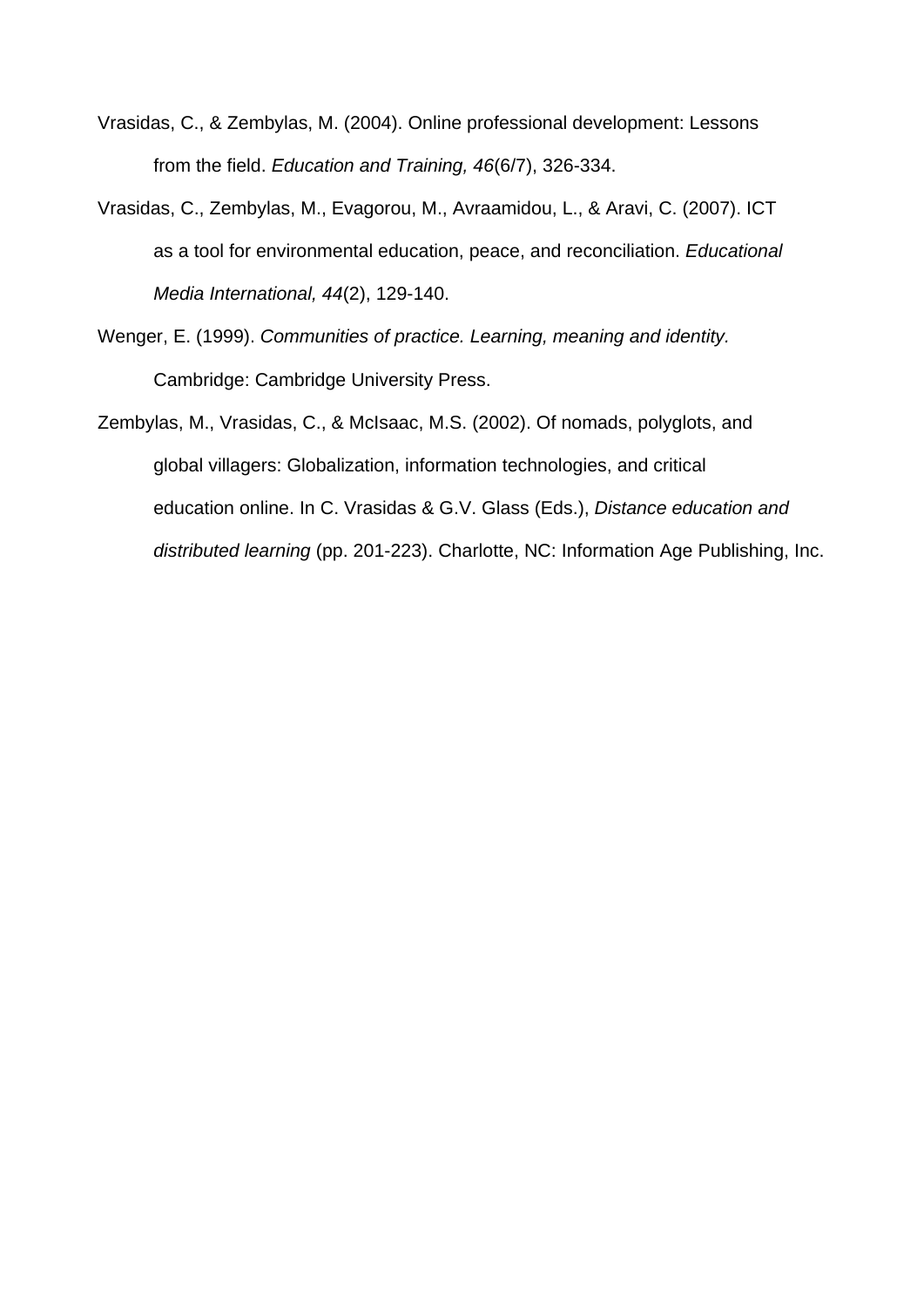Vrasidas, C., & Zembylas, M. (2004). Online professional development: Lessons from the field. *Education and Training, 46*(6/7), 326-334.

Vrasidas, C., Zembylas, M., Evagorou, M., Avraamidou, L., & Aravi, C. (2007). ICT as a tool for environmental education, peace, and reconciliation. *Educational Media International, 44*(2), 129-140.

Wenger, E. (1999). *Communities of practice. Learning, meaning and identity.* Cambridge: Cambridge University Press.

Zembylas, M., Vrasidas, C., & McIsaac, M.S. (2002). Of nomads, polyglots, and global villagers: Globalization, information technologies, and critical education online. In C. Vrasidas & G.V. Glass (Eds.), *Distance education and distributed learning* (pp. 201-223). Charlotte, NC: Information Age Publishing, Inc.